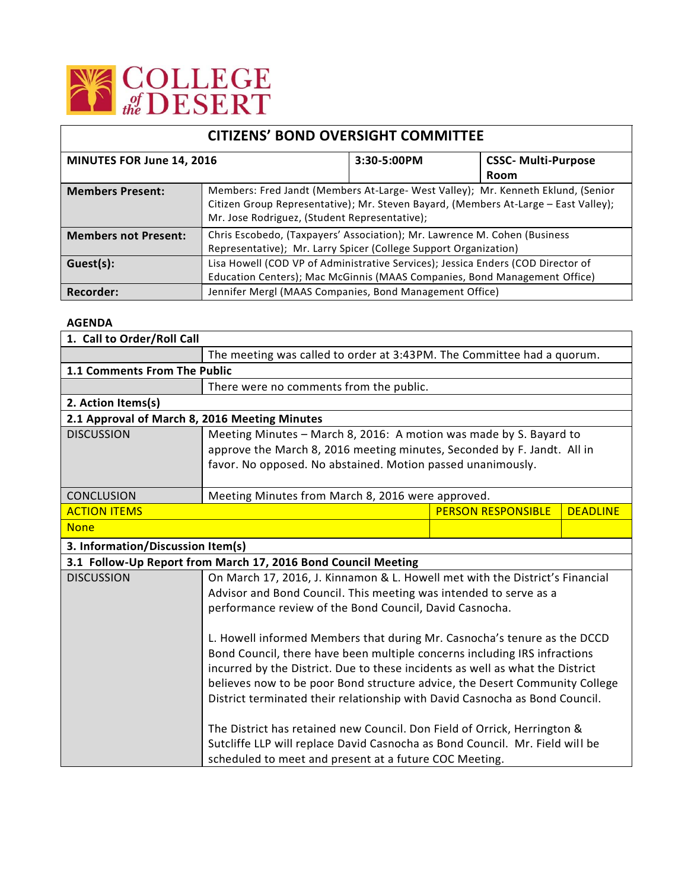COLLEGE of the DESERT

# CITIZENS' BOND OVERSIGHT COMMITTEE

| MINUTES FOR June 14, 2016 | 3:30-5:00PM | CSSC- Multi-Purpose Room |
|---|---|---|
| **Members Present:** | Members: Fred Jandt (Members At-Large- West Valley); Mr. Kenneth Eklund, (Senior Citizen Group Representative); Mr. Steven Bayard, (Members At-Large – East Valley); Mr. Jose Rodriguez, (Student Representative); | |
| **Members not Present:** | Chris Escobedo, (Taxpayers' Association); Mr. Lawrence M. Cohen (Business Representative); Mr. Larry Spicer (College Support Organization) | |
| **Guest(s):** | Lisa Howell (COD VP of Administrative Services); Jessica Enders (COD Director of Education Centers); Mac McGinnis (MAAS Companies, Bond Management Office) | |
| **Recorder:** | Jennifer Mergl (MAAS Companies, Bond Management Office) | |

**AGENDA**

| **1. Call to Order/Roll Call** | | | |
|---|---|---|---|
| | The meeting was called to order at 3:43PM. The Committee had a quorum. | | |
| **1.1 Comments From The Public** | | | |
| | There were no comments from the public. | | |
| **2. Action Items(s)** | | | |
| **2.1 Approval of March 8, 2016 Meeting Minutes** | | | |
| DISCUSSION | Meeting Minutes – March 8, 2016: A motion was made by S. Bayard to approve the March 8, 2016 meeting minutes, Seconded by F. Jandt. All in favor. No opposed. No abstained. Motion passed unanimously. | | |
| CONCLUSION | Meeting Minutes from March 8, 2016 were approved. | | |
| ACTION ITEMS | | PERSON RESPONSIBLE | DEADLINE |
| None | | | |
| **3. Information/Discussion Item(s)** | | | |
| **3.1 Follow-Up Report from March 17, 2016 Bond Council Meeting** | | | |
| DISCUSSION | On March 17, 2016, J. Kinnamon & L. Howell met with the District's Financial Advisor and Bond Council. This meeting was intended to serve as a performance review of the Bond Council, David Casnocha.<br><br>L. Howell informed Members that during Mr. Casnocha's tenure as the DCCD Bond Council, there have been multiple concerns including IRS infractions incurred by the District. Due to these incidents as well as what the District believes now to be poor Bond structure advice, the Desert Community College District terminated their relationship with David Casnocha as Bond Council.<br><br>The District has retained new Council. Don Field of Orrick, Herrington & Sutcliffe LLP will replace David Casnocha as Bond Council. Mr. Field will be scheduled to meet and present at a future COC Meeting. | | |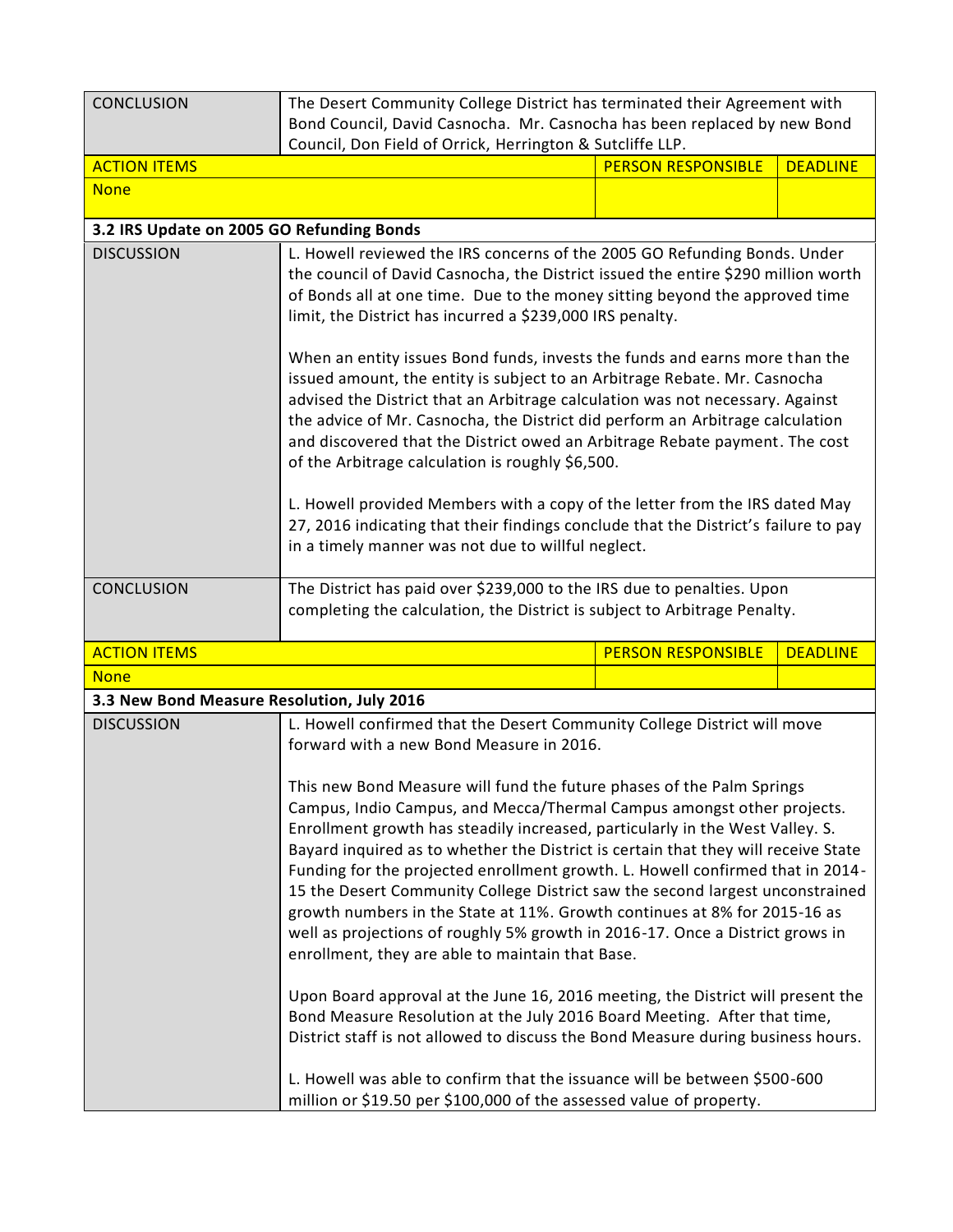| CONCLUSION | The Desert Community College District has terminated their Agreement with Bond Council, David Casnocha. Mr. Casnocha has been replaced by new Bond Council, Don Field of Orrick, Herrington & Sutcliffe LLP. | | |
|---|---|---|---|
| **ACTION ITEMS** | | **PERSON RESPONSIBLE** | **DEADLINE** |
| None | | | |

**3.2 IRS Update on 2005 GO Refunding Bonds**

| DISCUSSION | L. Howell reviewed the IRS concerns of the 2005 GO Refunding Bonds. Under the council of David Casnocha, the District issued the entire $290 million worth of Bonds all at one time. Due to the money sitting beyond the approved time limit, the District has incurred a $239,000 IRS penalty.<br><br>When an entity issues Bond funds, invests the funds and earns more than the issued amount, the entity is subject to an Arbitrage Rebate. Mr. Casnocha advised the District that an Arbitrage calculation was not necessary. Against the advice of Mr. Casnocha, the District did perform an Arbitrage calculation and discovered that the District owed an Arbitrage Rebate payment. The cost of the Arbitrage calculation is roughly $6,500.<br><br>L. Howell provided Members with a copy of the letter from the IRS dated May 27, 2016 indicating that their findings conclude that the District's failure to pay in a timely manner was not due to willful neglect. | | |
|---|---|---|---|
| CONCLUSION | The District has paid over $239,000 to the IRS due to penalties. Upon completing the calculation, the District is subject to Arbitrage Penalty. | | |
| **ACTION ITEMS** | | **PERSON RESPONSIBLE** | **DEADLINE** |
| None | | | |

**3.3 New Bond Measure Resolution, July 2016**

| DISCUSSION | L. Howell confirmed that the Desert Community College District will move forward with a new Bond Measure in 2016.<br><br>This new Bond Measure will fund the future phases of the Palm Springs Campus, Indio Campus, and Mecca/Thermal Campus amongst other projects. Enrollment growth has steadily increased, particularly in the West Valley. S. Bayard inquired as to whether the District is certain that they will receive State Funding for the projected enrollment growth. L. Howell confirmed that in 2014-15 the Desert Community College District saw the second largest unconstrained growth numbers in the State at 11%. Growth continues at 8% for 2015-16 as well as projections of roughly 5% growth in 2016-17. Once a District grows in enrollment, they are able to maintain that Base.<br><br>Upon Board approval at the June 16, 2016 meeting, the District will present the Bond Measure Resolution at the July 2016 Board Meeting. After that time, District staff is not allowed to discuss the Bond Measure during business hours.<br><br>L. Howell was able to confirm that the issuance will be between $500-600 million or $19.50 per $100,000 of the assessed value of property. |
|---|---|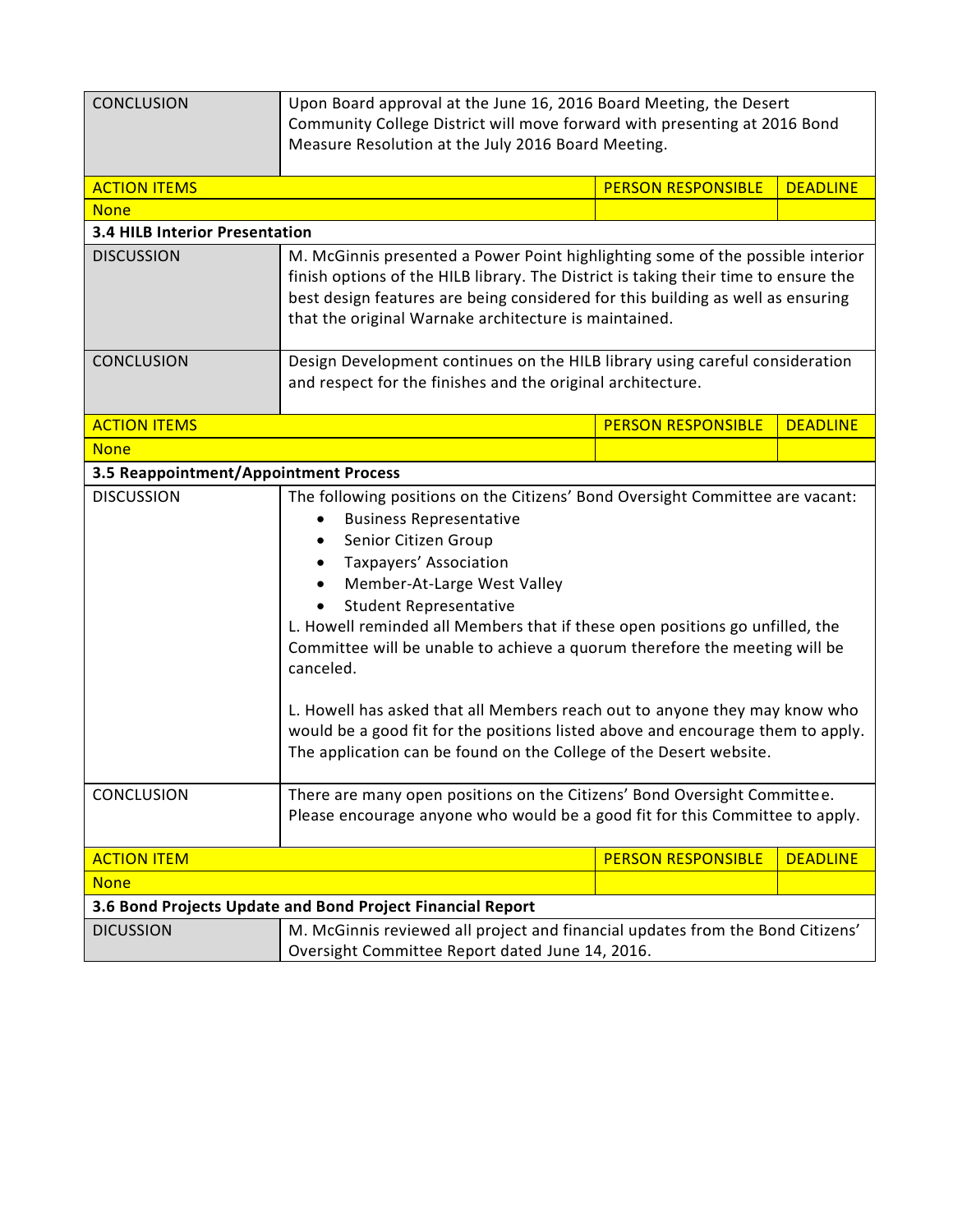| CONCLUSION | Upon Board approval at the June 16, 2016 Board Meeting, the Desert Community College District will move forward with presenting at 2016 Bond Measure Resolution at the July 2016 Board Meeting. | | |
|---|---|---|---|
| **ACTION ITEMS** | | **PERSON RESPONSIBLE** | **DEADLINE** |
| None | | | |
| **3.4 HILB Interior Presentation** | | | |
| DISCUSSION | M. McGinnis presented a Power Point highlighting some of the possible interior finish options of the HILB library. The District is taking their time to ensure the best design features are being considered for this building as well as ensuring that the original Warnake architecture is maintained. | | |
| CONCLUSION | Design Development continues on the HILB library using careful consideration and respect for the finishes and the original architecture. | | |
| **ACTION ITEMS** | | **PERSON RESPONSIBLE** | **DEADLINE** |
| None | | | |
| **3.5 Reappointment/Appointment Process** | | | |
| DISCUSSION | The following positions on the Citizens' Bond Oversight Committee are vacant:<br>• Business Representative<br>• Senior Citizen Group<br>• Taxpayers' Association<br>• Member-At-Large West Valley<br>• Student Representative<br>L. Howell reminded all Members that if these open positions go unfilled, the Committee will be unable to achieve a quorum therefore the meeting will be canceled.<br><br>L. Howell has asked that all Members reach out to anyone they may know who would be a good fit for the positions listed above and encourage them to apply. The application can be found on the College of the Desert website. | | |
| CONCLUSION | There are many open positions on the Citizens' Bond Oversight Committee. Please encourage anyone who would be a good fit for this Committee to apply. | | |
| **ACTION ITEM** | | **PERSON RESPONSIBLE** | **DEADLINE** |
| None | | | |
| **3.6 Bond Projects Update and Bond Project Financial Report** | | | |
| DICUSSION | M. McGinnis reviewed all project and financial updates from the Bond Citizens' Oversight Committee Report dated June 14, 2016. | | |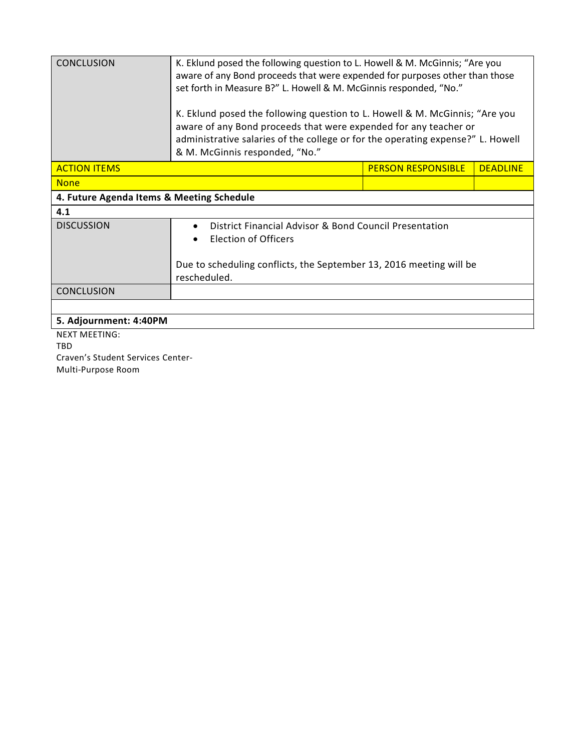| | | | |
|---|---|---|---|
| CONCLUSION | K. Eklund posed the following question to L. Howell & M. McGinnis; "Are you aware of any Bond proceeds that were expended for purposes other than those set forth in Measure B?" L. Howell & M. McGinnis responded, "No."<br><br>K. Eklund posed the following question to L. Howell & M. McGinnis; "Are you aware of any Bond proceeds that were expended for any teacher or administrative salaries of the college or for the operating expense?" L. Howell & M. McGinnis responded, "No." | | |
| ACTION ITEMS | | PERSON RESPONSIBLE | DEADLINE |
| None | | | |

**4. Future Agenda Items & Meeting Schedule**

**4.1**

| | |
|---|---|
| DISCUSSION | • District Financial Advisor & Bond Council Presentation<br>• Election of Officers<br><br>Due to scheduling conflicts, the September 13, 2016 meeting will be rescheduled. |
| CONCLUSION | |

**5. Adjournment: 4:40PM**

NEXT MEETING:
TBD
Craven's Student Services Center-
Multi-Purpose Room